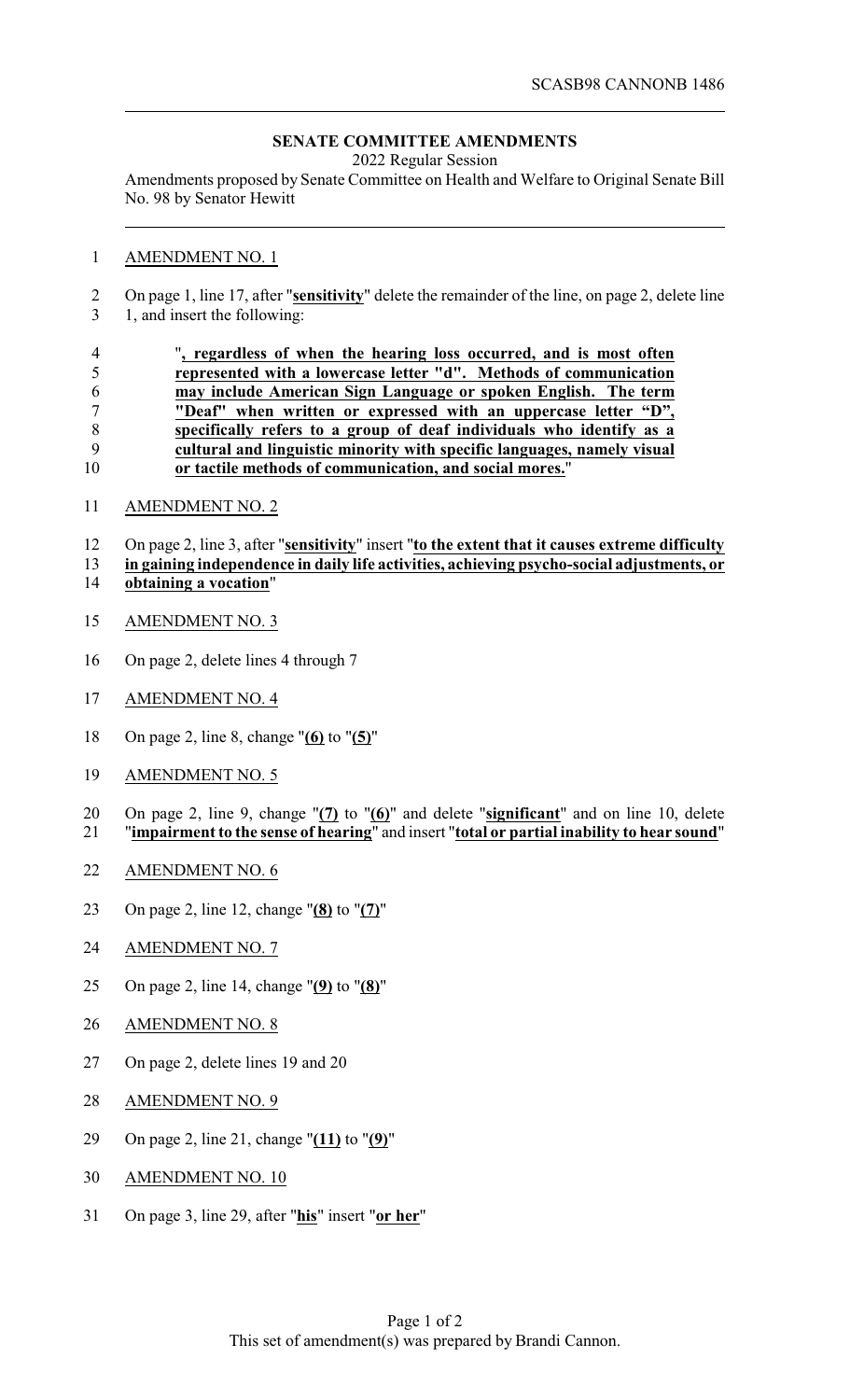SCASB98 CANNONB 1486

## SENATE COMMITTEE AMENDMENTS

2022 Regular Session

Amendments proposed by Senate Committee on Health and Welfare to Original Senate Bill No. 98 by Senator Hewitt

AMENDMENT NO. 1

On page 1, line 17, after "**sensitivity**" delete the remainder of the line, on page 2, delete line 1, and insert the following:

"**, regardless of when the hearing loss occurred, and is most often represented with a lowercase letter "d". Methods of communication may include American Sign Language or spoken English. The term "Deaf" when written or expressed with an uppercase letter "D", specifically refers to a group of deaf individuals who identify as a cultural and linguistic minority with specific languages, namely visual or tactile methods of communication, and social mores.**"

AMENDMENT NO. 2

On page 2, line 3, after "**sensitivity**" insert "**to the extent that it causes extreme difficulty in gaining independence in daily life activities, achieving psycho-social adjustments, or obtaining a vocation**"

AMENDMENT NO. 3

On page 2, delete lines 4 through 7

AMENDMENT NO. 4

On page 2, line 8, change "**(6)** to "**(5)**"

AMENDMENT NO. 5

On page 2, line 9, change "**(7)** to "**(6)**" and delete "**significant**" and on line 10, delete "**impairment to the sense of hearing**" and insert "**total or partial inability to hear sound**"

AMENDMENT NO. 6

On page 2, line 12, change "**(8)** to "**(7)**"

AMENDMENT NO. 7

On page 2, line 14, change "**(9)** to "**(8)**"

AMENDMENT NO. 8

On page 2, delete lines 19 and 20

AMENDMENT NO. 9

On page 2, line 21, change "**(11)** to "**(9)**"

AMENDMENT NO. 10

On page 3, line 29, after "**his**" insert "**or her**"

This set of amendment(s) was prepared by Brandi Cannon.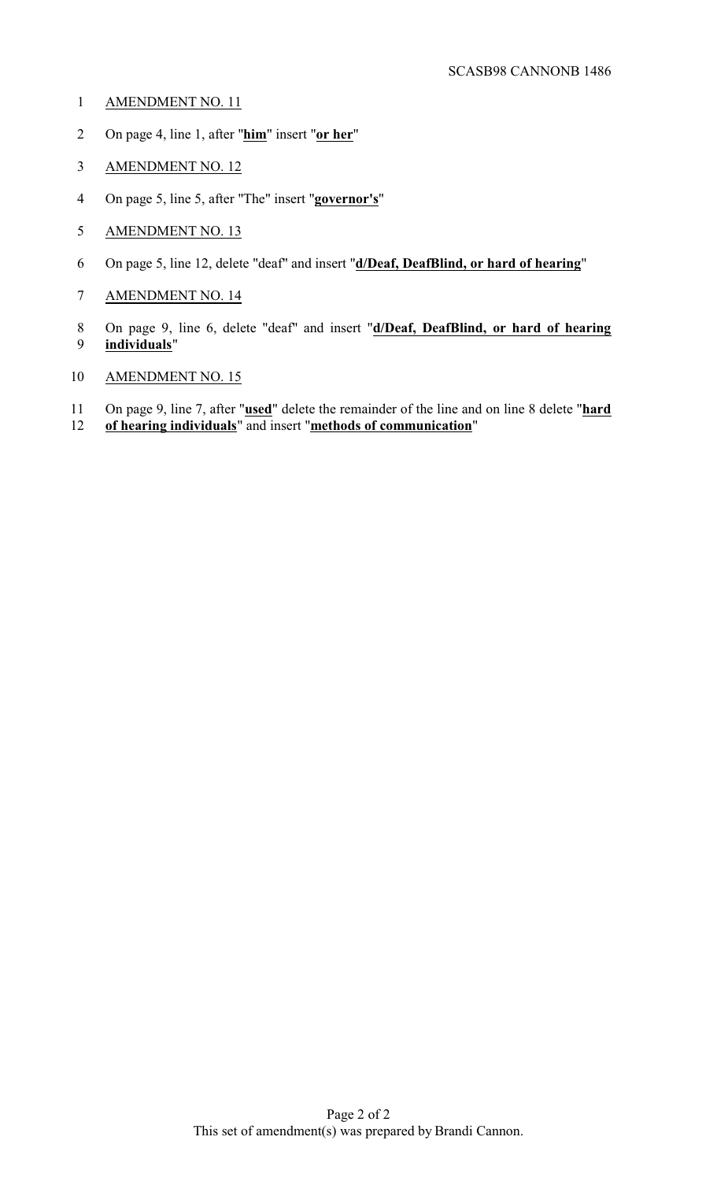AMENDMENT NO. 11

On page 4, line 1, after "**him**" insert "**or her**"

AMENDMENT NO. 12

On page 5, line 5, after "The" insert "**governor's**"

AMENDMENT NO. 13

On page 5, line 12, delete "deaf" and insert "**d/Deaf, DeafBlind, or hard of hearing**"

AMENDMENT NO. 14

On page 9, line 6, delete "deaf" and insert "**d/Deaf, DeafBlind, or hard of hearing individuals**"

AMENDMENT NO. 15

On page 9, line 7, after "**used**" delete the remainder of the line and on line 8 delete "**hard of hearing individuals**" and insert "**methods of communication**"

This set of amendment(s) was prepared by Brandi Cannon.